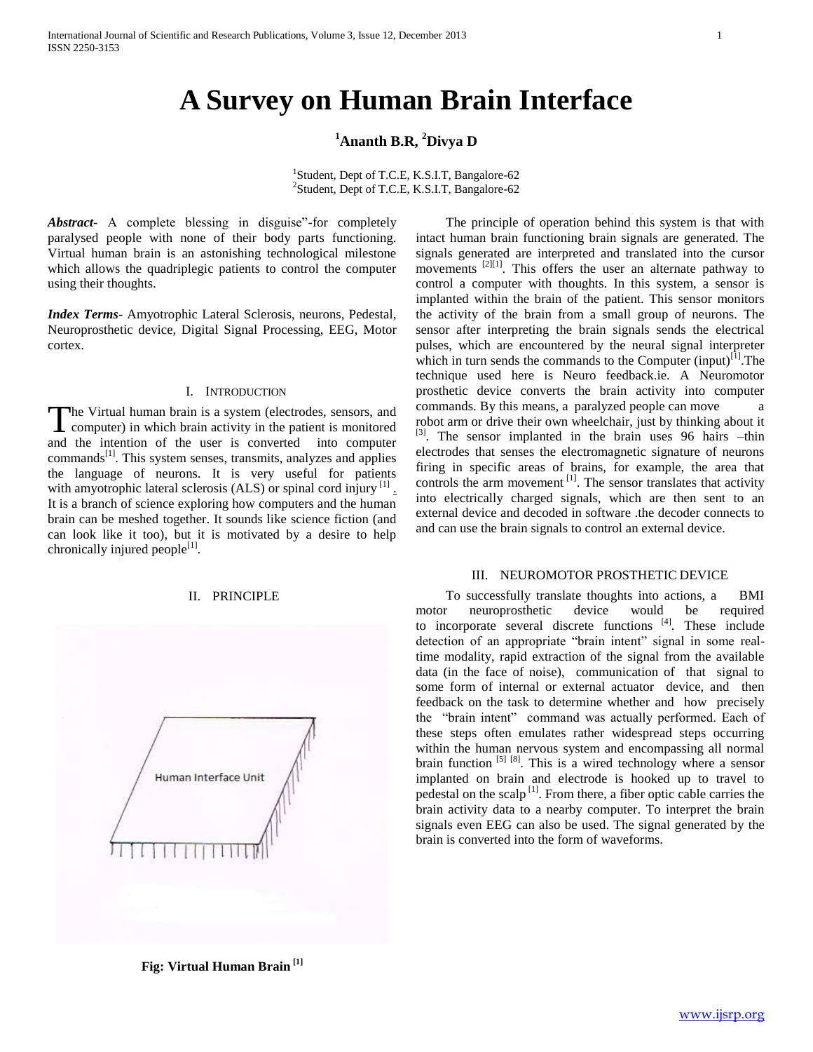# A Survey on Human Brain Interface

**[1]Ananth B.R, [2]Divya D**

[1]Student, Dept of T.C.E, K.S.I.T, Bangalore-62
[2]Student, Dept of T.C.E, K.S.I.T, Bangalore-62

***Abstract-*** A complete blessing in disguise"-for completely paralysed people with none of their body parts functioning. Virtual human brain is an astonishing technological milestone which allows the quadriplegic patients to control the computer using their thoughts.

***Index Terms-*** Amyotrophic Lateral Sclerosis, neurons, Pedestal, Neuroprosthetic device, Digital Signal Processing, EEG, Motor cortex.

## I. Introduction

The Virtual human brain is a system (electrodes, sensors, and computer) in which brain activity in the patient is monitored and the intention of the user is converted into computer commands[1]. This system senses, transmits, analyzes and applies the language of neurons. It is very useful for patients with amyotrophic lateral sclerosis (ALS) or spinal cord injury [1] . It is a branch of science exploring how computers and the human brain can be meshed together. It sounds like science fiction (and can look like it too), but it is motivated by a desire to help chronically injured people[1].

## II. Principle

Human Interface Unit

**Fig: Virtual Human Brain [1]**

The principle of operation behind this system is that with intact human brain functioning brain signals are generated. The signals generated are interpreted and translated into the cursor movements [2][1]. This offers the user an alternate pathway to control a computer with thoughts. In this system, a sensor is implanted within the brain of the patient. This sensor monitors the activity of the brain from a small group of neurons. The sensor after interpreting the brain signals sends the electrical pulses, which are encountered by the neural signal interpreter which in turn sends the commands to the Computer (input)[1].The technique used here is Neuro feedback.ie. A Neuromotor prosthetic device converts the brain activity into computer commands. By this means, a paralyzed people can move a robot arm or drive their own wheelchair, just by thinking about it [3]. The sensor implanted in the brain uses 96 hairs –thin electrodes that senses the electromagnetic signature of neurons firing in specific areas of brains, for example, the area that controls the arm movement [1]. The sensor translates that activity into electrically charged signals, which are then sent to an external device and decoded in software .the decoder connects to and can use the brain signals to control an external device.

## III. Neuromotor Prosthetic Device

To successfully translate thoughts into actions, a BMI motor neuroprosthetic device would be required to incorporate several discrete functions [4]. These include detection of an appropriate "brain intent" signal in some real-time modality, rapid extraction of the signal from the available data (in the face of noise), communication of that signal to some form of internal or external actuator device, and then feedback on the task to determine whether and how precisely the "brain intent" command was actually performed. Each of these steps often emulates rather widespread steps occurring within the human nervous system and encompassing all normal brain function [5] [8]. This is a wired technology where a sensor implanted on brain and electrode is hooked up to travel to pedestal on the scalp [1]. From there, a fiber optic cable carries the brain activity data to a nearby computer. To interpret the brain signals even EEG can also be used. The signal generated by the brain is converted into the form of waveforms.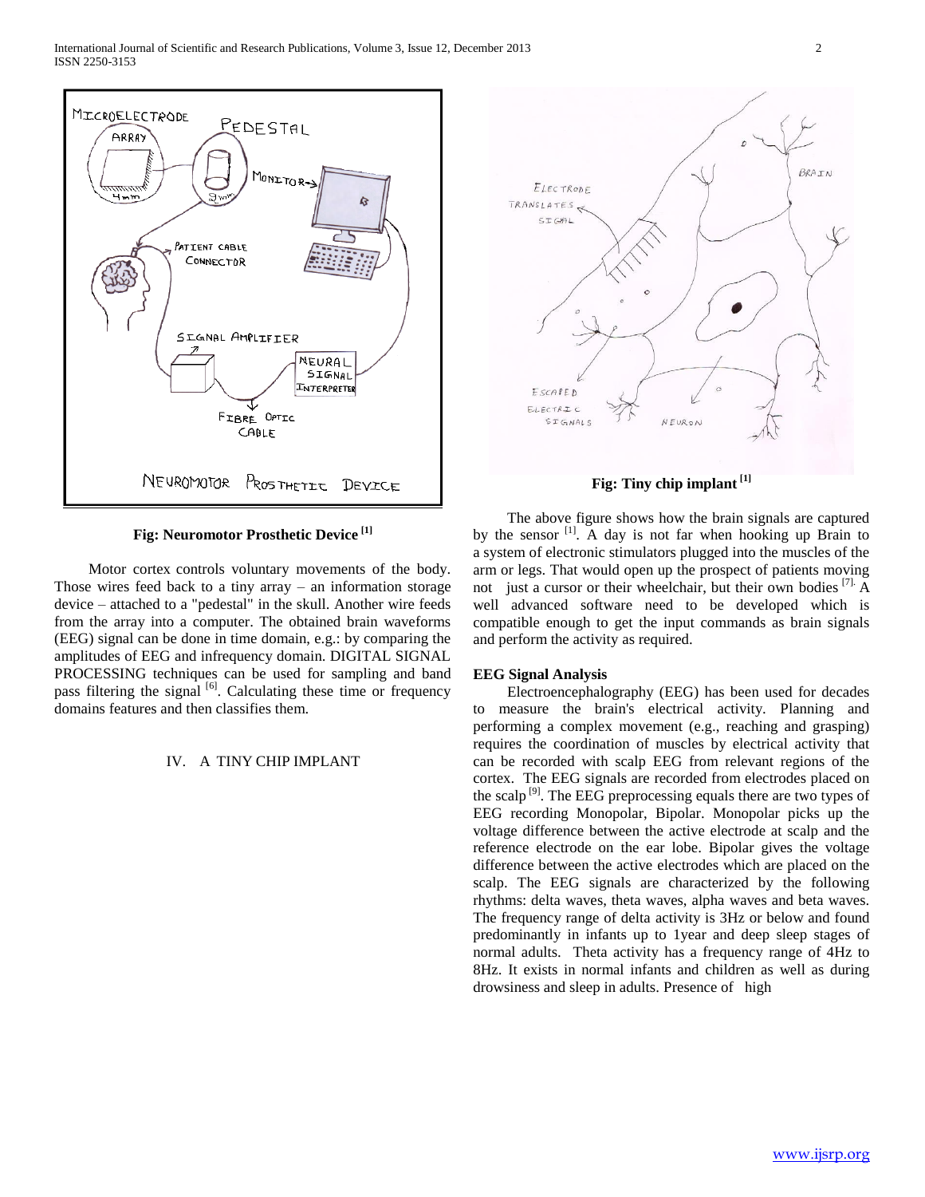Fig: Neuromotor Prosthetic Device [1]

Motor cortex controls voluntary movements of the body. Those wires feed back to a tiny array – an information storage device – attached to a "pedestal" in the skull. Another wire feeds from the array into a computer. The obtained brain waveforms (EEG) signal can be done in time domain, e.g.: by comparing the amplitudes of EEG and infrequency domain. DIGITAL SIGNAL PROCESSING techniques can be used for sampling and band pass filtering the signal [6]. Calculating these time or frequency domains features and then classifies them.

## IV. A TINY CHIP IMPLANT

Fig: Tiny chip implant [1]

The above figure shows how the brain signals are captured by the sensor [1]. A day is not far when hooking up Brain to a system of electronic stimulators plugged into the muscles of the arm or legs. That would open up the prospect of patients moving not just a cursor or their wheelchair, but their own bodies [7]. A well advanced software need to be developed which is compatible enough to get the input commands as brain signals and perform the activity as required.

**EEG Signal Analysis**

Electroencephalography (EEG) has been used for decades to measure the brain's electrical activity. Planning and performing a complex movement (e.g., reaching and grasping) requires the coordination of muscles by electrical activity that can be recorded with scalp EEG from relevant regions of the cortex. The EEG signals are recorded from electrodes placed on the scalp [9]. The EEG preprocessing equals there are two types of EEG recording Monopolar, Bipolar. Monopolar picks up the voltage difference between the active electrode at scalp and the reference electrode on the ear lobe. Bipolar gives the voltage difference between the active electrodes which are placed on the scalp. The EEG signals are characterized by the following rhythms: delta waves, theta waves, alpha waves and beta waves. The frequency range of delta activity is 3Hz or below and found predominantly in infants up to 1year and deep sleep stages of normal adults. Theta activity has a frequency range of 4Hz to 8Hz. It exists in normal infants and children as well as during drowsiness and sleep in adults. Presence of high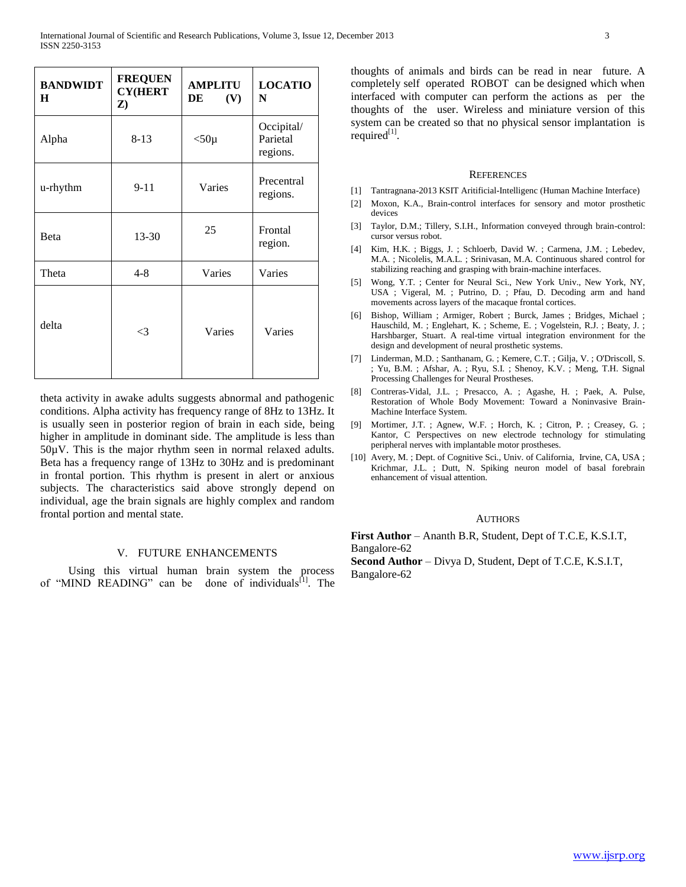| BANDWIDTH | FREQUENCY(HERTZ) | AMPLITUDE (V) | LOCATION |
|---|---|---|---|
| Alpha | 8-13 | <50µ | Occipital/ Parietal regions. |
| u-rhythm | 9-11 | Varies | Precentral regions. |
| Beta | 13-30 | 25 | Frontal region. |
| Theta | 4-8 | Varies | Varies |
| delta | <3 | Varies | Varies |

theta activity in awake adults suggests abnormal and pathogenic conditions. Alpha activity has frequency range of 8Hz to 13Hz. It is usually seen in posterior region of brain in each side, being higher in amplitude in dominant side. The amplitude is less than 50µV. This is the major rhythm seen in normal relaxed adults. Beta has a frequency range of 13Hz to 30Hz and is predominant in frontal portion. This rhythm is present in alert or anxious subjects. The characteristics said above strongly depend on individual, age the brain signals are highly complex and random frontal portion and mental state.

## V. FUTURE ENHANCEMENTS

Using this virtual human brain system the process of "MIND READING" can be done of individuals[1]. The thoughts of animals and birds can be read in near future. A completely self operated ROBOT can be designed which when interfaced with computer can perform the actions as per the thoughts of the user. Wireless and miniature version of this system can be created so that no physical sensor implantation is required[1].

## REFERENCES

[1] Tantragnana-2013 KSIT Aritificial-Intelligenc (Human Machine Interface)

[2] Moxon, K.A., Brain-control interfaces for sensory and motor prosthetic devices

[3] Taylor, D.M.; Tillery, S.I.H., Information conveyed through brain-control: cursor versus robot.

[4] Kim, H.K. ; Biggs, J. ; Schloerb, David W. ; Carmena, J.M. ; Lebedev, M.A. ; Nicolelis, M.A.L. ; Srinivasan, M.A. Continuous shared control for stabilizing reaching and grasping with brain-machine interfaces.

[5] Wong, Y.T. ; Center for Neural Sci., New York Univ., New York, NY, USA ; Vigeral, M. ; Putrino, D. ; Pfau, D. Decoding arm and hand movements across layers of the macaque frontal cortices.

[6] Bishop, William ; Armiger, Robert ; Burck, James ; Bridges, Michael ; Hauschild, M. ; Englehart, K. ; Scheme, E. ; Vogelstein, R.J. ; Beaty, J. ; Harshbarger, Stuart. A real-time virtual integration environment for the design and development of neural prosthetic systems.

[7] Linderman, M.D. ; Santhanam, G. ; Kemere, C.T. ; Gilja, V. ; O'Driscoll, S. ; Yu, B.M. ; Afshar, A. ; Ryu, S.I. ; Shenoy, K.V. ; Meng, T.H. Signal Processing Challenges for Neural Prostheses.

[8] Contreras-Vidal, J.L. ; Presacco, A. ; Agashe, H. ; Paek, A. Pulse, Restoration of Whole Body Movement: Toward a Noninvasive Brain-Machine Interface System.

[9] Mortimer, J.T. ; Agnew, W.F. ; Horch, K. ; Citron, P. ; Creasey, G. ; Kantor, C Perspectives on new electrode technology for stimulating peripheral nerves with implantable motor prostheses.

[10] Avery, M. ; Dept. of Cognitive Sci., Univ. of California, Irvine, CA, USA ; Krichmar, J.L. ; Dutt, N. Spiking neuron model of basal forebrain enhancement of visual attention.

## AUTHORS

**First Author** – Ananth B.R, Student, Dept of T.C.E, K.S.I.T, Bangalore-62

**Second Author** – Divya D, Student, Dept of T.C.E, K.S.I.T, Bangalore-62